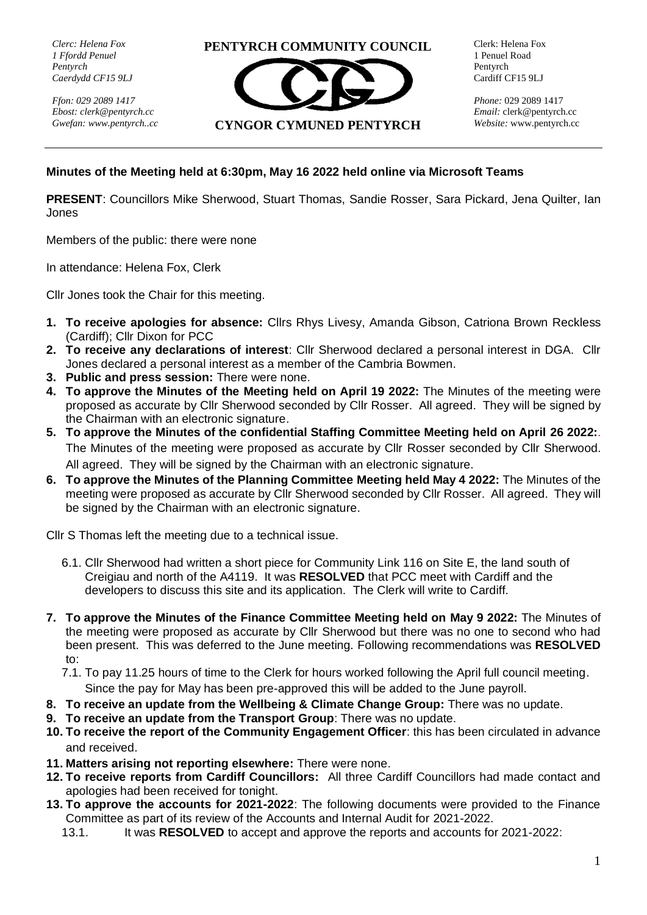*Clerc: Helena Fox*
*1 Ffordd Penuel*
*Pentyrch*
*Caerdydd CF15 9LJ*

*Ffon: 029 2089 1417*
*Ebost: clerk@pentyrch.cc*
*Gwefan: www.pentyrch..cc*

**PENTYRCH COMMUNITY COUNCIL**

**CYNGOR CYMUNED PENTYRCH**

Clerk: Helena Fox
1 Penuel Road
Pentyrch
Cardiff CF15 9LJ

*Phone:* 029 2089 1417
*Email:* clerk@pentyrch.cc
*Website:* www.pentyrch.cc

**Minutes of the Meeting held at 6:30pm, May 16 2022 held online via Microsoft Teams**

**PRESENT**: Councillors Mike Sherwood, Stuart Thomas, Sandie Rosser, Sara Pickard, Jena Quilter, Ian Jones

Members of the public: there were none

In attendance: Helena Fox, Clerk

Cllr Jones took the Chair for this meeting.

1. **To receive apologies for absence:** Cllrs Rhys Livesy, Amanda Gibson, Catriona Brown Reckless (Cardiff); Cllr Dixon for PCC
2. **To receive any declarations of interest**: Cllr Sherwood declared a personal interest in DGA. Cllr Jones declared a personal interest as a member of the Cambria Bowmen.
3. **Public and press session:** There were none.
4. **To approve the Minutes of the Meeting held on April 19 2022:** The Minutes of the meeting were proposed as accurate by Cllr Sherwood seconded by Cllr Rosser. All agreed. They will be signed by the Chairman with an electronic signature.
5. **To approve the Minutes of the confidential Staffing Committee Meeting held on April 26 2022:**. The Minutes of the meeting were proposed as accurate by Cllr Rosser seconded by Cllr Sherwood. All agreed. They will be signed by the Chairman with an electronic signature.
6. **To approve the Minutes of the Planning Committee Meeting held May 4 2022:** The Minutes of the meeting were proposed as accurate by Cllr Sherwood seconded by Cllr Rosser. All agreed. They will be signed by the Chairman with an electronic signature.

Cllr S Thomas left the meeting due to a technical issue.

   6.1. Cllr Sherwood had written a short piece for Community Link 116 on Site E, the land south of Creigiau and north of the A4119. It was **RESOLVED** that PCC meet with Cardiff and the developers to discuss this site and its application. The Clerk will write to Cardiff.

7. **To approve the Minutes of the Finance Committee Meeting held on May 9 2022:** The Minutes of the meeting were proposed as accurate by Cllr Sherwood but there was no one to second who had been present. This was deferred to the June meeting. Following recommendations was **RESOLVED** to:
   7.1. To pay 11.25 hours of time to the Clerk for hours worked following the April full council meeting. Since the pay for May has been pre-approved this will be added to the June payroll.
8. **To receive an update from the Wellbeing & Climate Change Group:** There was no update.
9. **To receive an update from the Transport Group**: There was no update.
10. **To receive the report of the Community Engagement Officer**: this has been circulated in advance and received.
11. **Matters arising not reporting elsewhere:** There were none.
12. **To receive reports from Cardiff Councillors:** All three Cardiff Councillors had made contact and apologies had been received for tonight.
13. **To approve the accounts for 2021-2022**: The following documents were provided to the Finance Committee as part of its review of the Accounts and Internal Audit for 2021-2022.
   13.1. It was **RESOLVED** to accept and approve the reports and accounts for 2021-2022: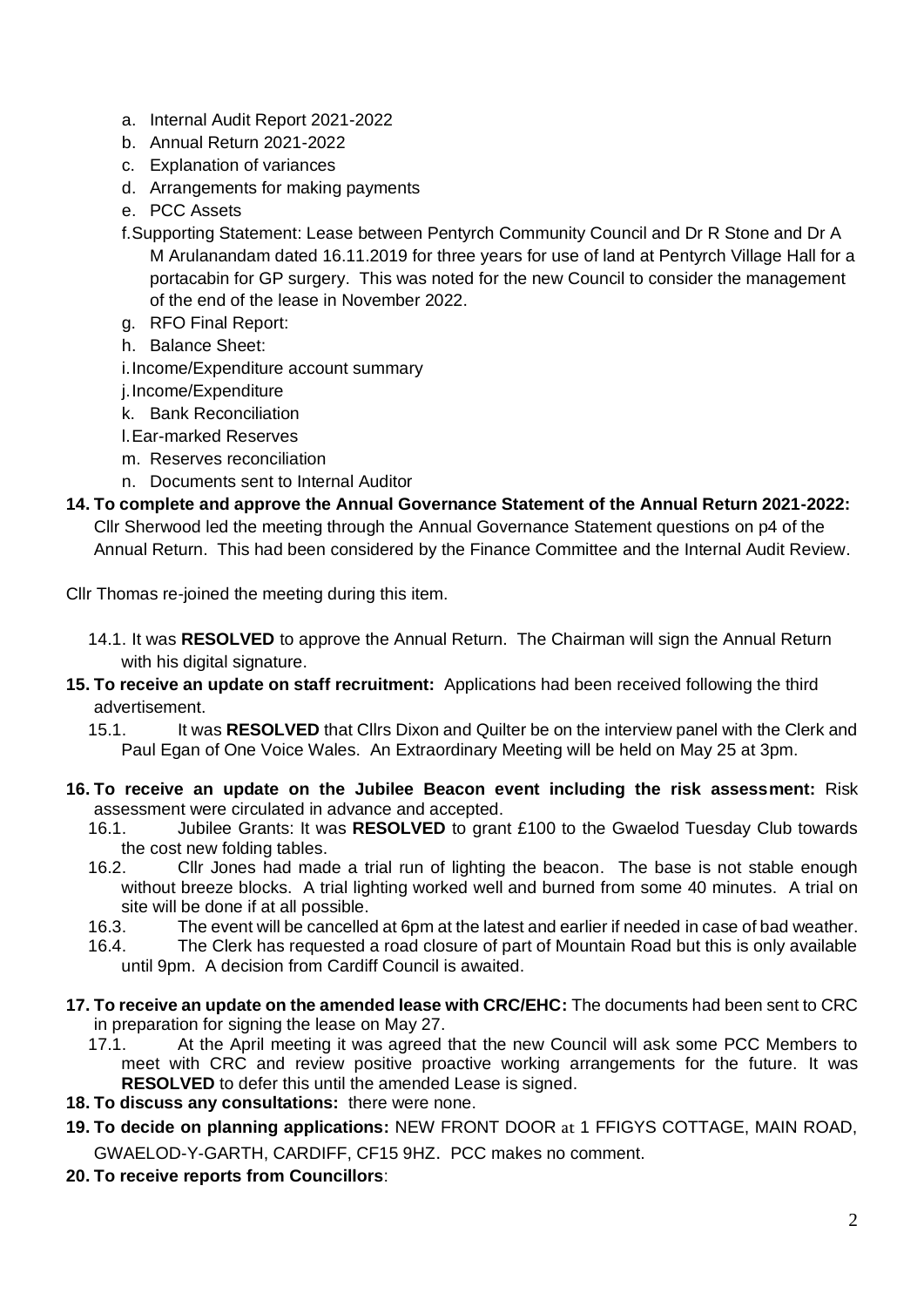a. Internal Audit Report 2021-2022
b. Annual Return 2021-2022
c. Explanation of variances
d. Arrangements for making payments
e. PCC Assets
f. Supporting Statement: Lease between Pentyrch Community Council and Dr R Stone and Dr A M Arulanandam dated 16.11.2019 for three years for use of land at Pentyrch Village Hall for a portacabin for GP surgery. This was noted for the new Council to consider the management of the end of the lease in November 2022.
g. RFO Final Report:
h. Balance Sheet:
i. Income/Expenditure account summary
j. Income/Expenditure
k. Bank Reconciliation
l. Ear-marked Reserves
m. Reserves reconciliation
n. Documents sent to Internal Auditor

**14. To complete and approve the Annual Governance Statement of the Annual Return 2021-2022:** Cllr Sherwood led the meeting through the Annual Governance Statement questions on p4 of the Annual Return. This had been considered by the Finance Committee and the Internal Audit Review.

Cllr Thomas re-joined the meeting during this item.

14.1. It was **RESOLVED** to approve the Annual Return. The Chairman will sign the Annual Return with his digital signature.

**15. To receive an update on staff recruitment:** Applications had been received following the third advertisement.

15.1. It was **RESOLVED** that Cllrs Dixon and Quilter be on the interview panel with the Clerk and Paul Egan of One Voice Wales. An Extraordinary Meeting will be held on May 25 at 3pm.

**16. To receive an update on the Jubilee Beacon event including the risk assessment:** Risk assessment were circulated in advance and accepted.

16.1. Jubilee Grants: It was **RESOLVED** to grant £100 to the Gwaelod Tuesday Club towards the cost new folding tables.

16.2. Cllr Jones had made a trial run of lighting the beacon. The base is not stable enough without breeze blocks. A trial lighting worked well and burned from some 40 minutes. A trial on site will be done if at all possible.

16.3. The event will be cancelled at 6pm at the latest and earlier if needed in case of bad weather.

16.4. The Clerk has requested a road closure of part of Mountain Road but this is only available until 9pm. A decision from Cardiff Council is awaited.

**17. To receive an update on the amended lease with CRC/EHC:** The documents had been sent to CRC in preparation for signing the lease on May 27.

17.1. At the April meeting it was agreed that the new Council will ask some PCC Members to meet with CRC and review positive proactive working arrangements for the future. It was **RESOLVED** to defer this until the amended Lease is signed.

**18. To discuss any consultations:** there were none.

**19. To decide on planning applications:** NEW FRONT DOOR at 1 FFIGYS COTTAGE, MAIN ROAD, GWAELOD-Y-GARTH, CARDIFF, CF15 9HZ. PCC makes no comment.

**20. To receive reports from Councillors**: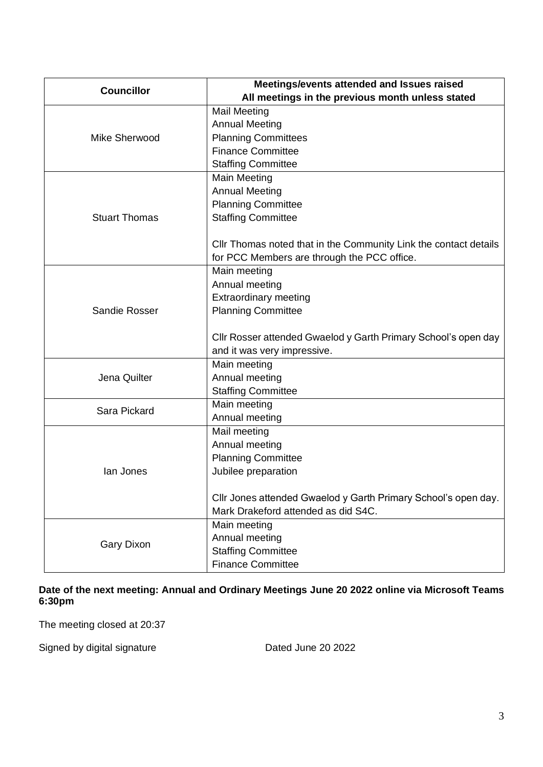| Councillor | Meetings/events attended and Issues raised<br>All meetings in the previous month unless stated |
|---|---|
| Mike Sherwood | Mail Meeting<br>Annual Meeting<br>Planning Committees<br>Finance Committee<br>Staffing Committee |
| Stuart Thomas | Main Meeting<br>Annual Meeting<br>Planning Committee<br>Staffing Committee<br><br>Cllr Thomas noted that in the Community Link the contact details for PCC Members are through the PCC office. |
| Sandie Rosser | Main meeting<br>Annual meeting<br>Extraordinary meeting<br>Planning Committee<br><br>Cllr Rosser attended Gwaelod y Garth Primary School's open day and it was very impressive. |
| Jena Quilter | Main meeting<br>Annual meeting<br>Staffing Committee |
| Sara Pickard | Main meeting<br>Annual meeting |
| Ian Jones | Mail meeting<br>Annual meeting<br>Planning Committee<br>Jubilee preparation<br><br>Cllr Jones attended Gwaelod y Garth Primary School's open day. Mark Drakeford attended as did S4C. |
| Gary Dixon | Main meeting<br>Annual meeting<br>Staffing Committee<br>Finance Committee |

**Date of the next meeting: Annual and Ordinary Meetings June 20 2022 online via Microsoft Teams 6:30pm**

The meeting closed at 20:37

Signed by digital signature Dated June 20 2022